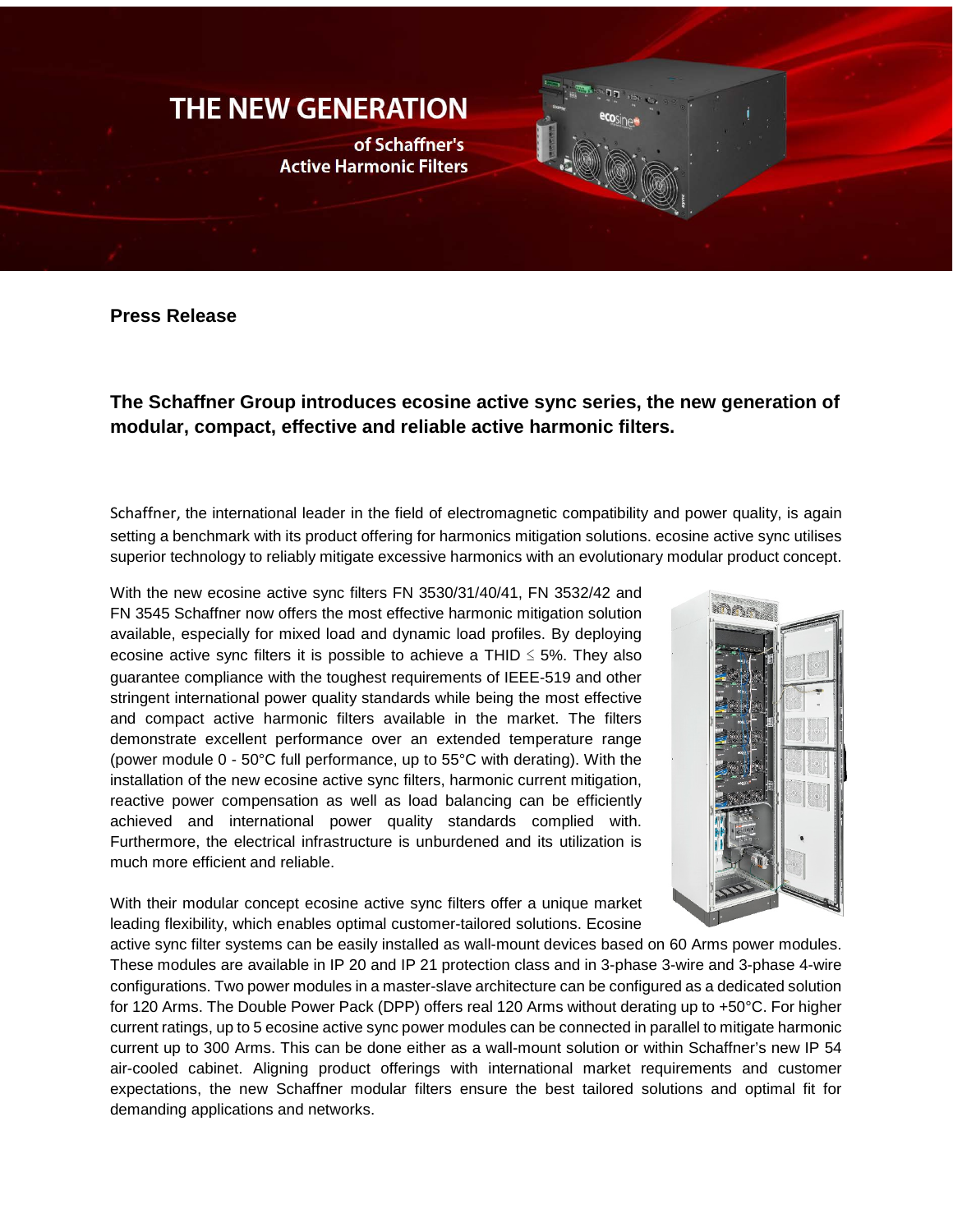# THE NEW GENERATION

**of Schaffner's Active Harmonic Filters**

**Press Release**

## The Schaffner Group introduces ecosine active sync series, the new generation of modular, compact, effective and reliable active harmonic filters.

Schaffner, the international leader in the field of electromagnetic compatibility and power quality, is again setting a benchmark with its product offering for harmonics mitigation solutions. ecosine active sync utilises superior technology to reliably mitigate excessive harmonics with an evolutionary modular product concept.

With the new ecosine active sync filters FN 3530/31/40/41, FN 3532/42 and FN 3545 Schaffner now offers the most effective harmonic mitigation solution available, especially for mixed load and dynamic load profiles. By deploying ecosine active sync filters it is possible to achieve a THID ≤ 5%. They also guarantee compliance with the toughest requirements of IEEE-519 and other stringent international power quality standards while being the most effective and compact active harmonic filters available in the market. The filters demonstrate excellent performance over an extended temperature range (power module 0 - 50°C full performance, up to 55°C with derating). With the installation of the new ecosine active sync filters, harmonic current mitigation, reactive power compensation as well as load balancing can be efficiently achieved and international power quality standards complied with. Furthermore, the electrical infrastructure is unburdened and its utilization is much more efficient and reliable.

With their modular concept ecosine active sync filters offer a unique market leading flexibility, which enables optimal customer-tailored solutions. Ecosine active sync filter systems can be easily installed as wall-mount devices based on 60 Arms power modules. These modules are available in IP 20 and IP 21 protection class and in 3-phase 3-wire and 3-phase 4-wire configurations. Two power modules in a master-slave architecture can be configured as a dedicated solution for 120 Arms. The Double Power Pack (DPP) offers real 120 Arms without derating up to +50°C. For higher current ratings, up to 5 ecosine active sync power modules can be connected in parallel to mitigate harmonic current up to 300 Arms. This can be done either as a wall-mount solution or within Schaffner's new IP 54 air-cooled cabinet. Aligning product offerings with international market requirements and customer expectations, the new Schaffner modular filters ensure the best tailored solutions and optimal fit for demanding applications and networks.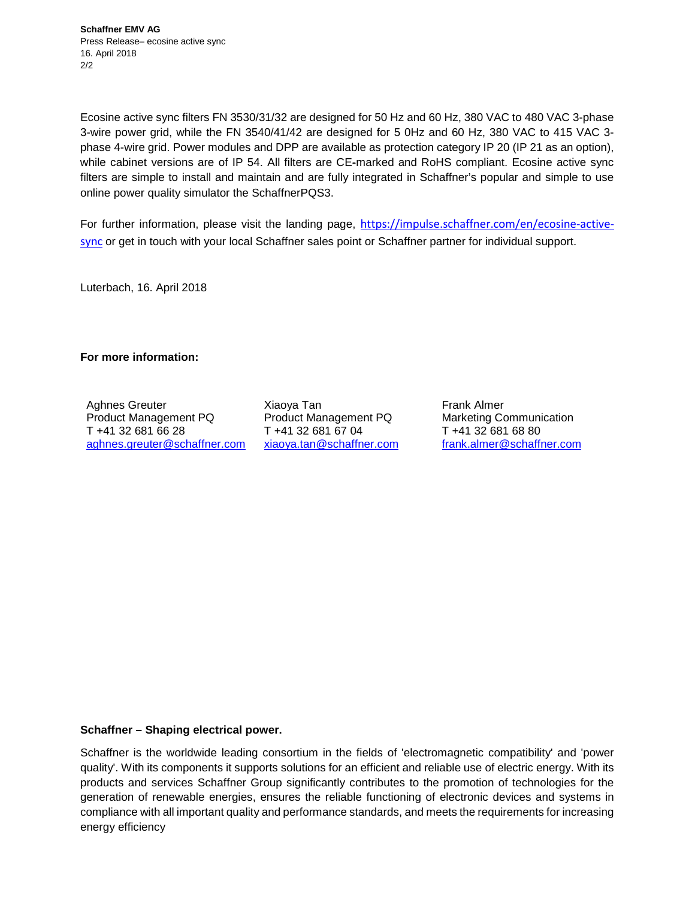Ecosine active sync filters FN 3530/31/32 are designed for 50 Hz and 60 Hz, 380 VAC to 480 VAC 3-phase 3-wire power grid, while the FN 3540/41/42 are designed for 5 0Hz and 60 Hz, 380 VAC to 415 VAC 3-phase 4-wire grid. Power modules and DPP are available as protection category IP 20 (IP 21 as an option), while cabinet versions are of IP 54. All filters are CE-marked and RoHS compliant. Ecosine active sync filters are simple to install and maintain and are fully integrated in Schaffner's popular and simple to use online power quality simulator the SchaffnerPQS3.

For further information, please visit the landing page, https://impulse.schaffner.com/en/ecosine-active-sync or get in touch with your local Schaffner sales point or Schaffner partner for individual support.

Luterbach, 16. April 2018

**For more information:**

| | | |
|---|---|---|
| Aghnes Greuter | Xiaoya Tan | Frank Almer |
| Product Management PQ | Product Management PQ | Marketing Communication |
| T +41 32 681 66 28 | T +41 32 681 67 04 | T +41 32 681 68 80 |
| aghnes.greuter@schaffner.com | xiaoya.tan@schaffner.com | frank.almer@schaffner.com |

**Schaffner – Shaping electrical power.**

Schaffner is the worldwide leading consortium in the fields of 'electromagnetic compatibility' and 'power quality'. With its components it supports solutions for an efficient and reliable use of electric energy. With its products and services Schaffner Group significantly contributes to the promotion of technologies for the generation of renewable energies, ensures the reliable functioning of electronic devices and systems in compliance with all important quality and performance standards, and meets the requirements for increasing energy efficiency